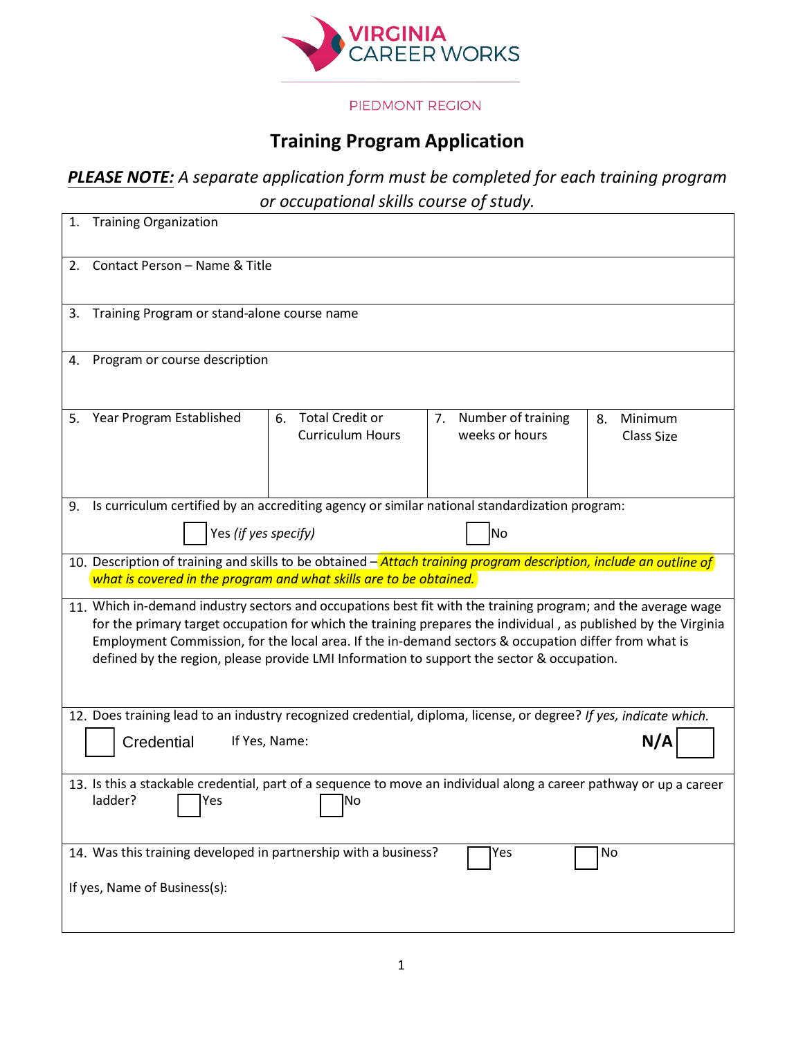VIRGINIA CAREER WORKS

PIEDMONT REGION

# Training Program Application

***PLEASE NOTE:*** *A separate application form must be completed for each training program or occupational skills course of study.*

1. Training Organization

2. Contact Person – Name & Title

3. Training Program or stand-alone course name

4. Program or course description

| 5. Year Program Established | 6. Total Credit or Curriculum Hours | 7. Number of training weeks or hours | 8. Minimum Class Size |
|---|---|---|---|
| | | | |

9. Is curriculum certified by an accrediting agency or similar national standardization program:

☐ Yes *(if yes specify)* ☐ No

10. Description of training and skills to be obtained – *Attach training program description, include an outline of what is covered in the program and what skills are to be obtained.*

11. Which in-demand industry sectors and occupations best fit with the training program; and the average wage for the primary target occupation for which the training prepares the individual , as published by the Virginia Employment Commission, for the local area. If the in-demand sectors & occupation differ from what is defined by the region, please provide LMI Information to support the sector & occupation.

12. Does training lead to an industry recognized credential, diploma, license, or degree? *If yes, indicate which.*

☐ Credential If Yes, Name: **N/A** ☐

13. Is this a stackable credential, part of a sequence to move an individual along a career pathway or up a career ladder? ☐ Yes ☐ No

14. Was this training developed in partnership with a business? ☐ Yes ☐ No

If yes, Name of Business(s):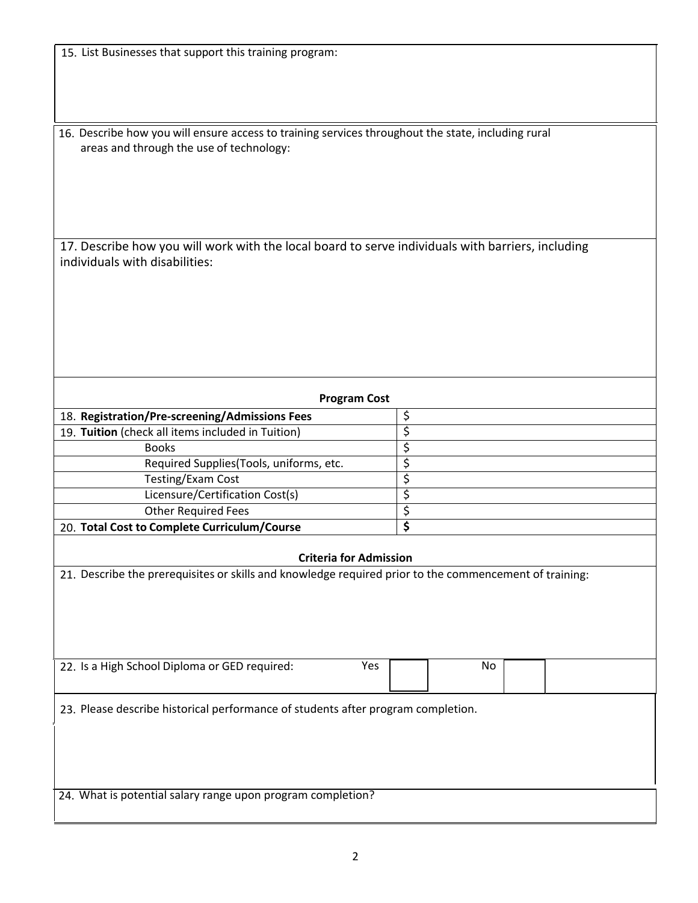15. List Businesses that support this training program:

16. Describe how you will ensure access to training services throughout the state, including rural areas and through the use of technology:

17. Describe how you will work with the local board to serve individuals with barriers, including individuals with disabilities:

**Program Cost**

| | |
|---|---|
| 18. **Registration/Pre-screening/Admissions Fees** | $ |
| 19. **Tuition** (check all items included in Tuition) | $ |
| Books | $ |
| Required Supplies(Tools, uniforms, etc. | $ |
| Testing/Exam Cost | $ |
| Licensure/Certification Cost(s) | $ |
| Other Required Fees | $ |
| 20. **Total Cost to Complete Curriculum/Course** | **$** |

**Criteria for Admission**

21. Describe the prerequisites or skills and knowledge required prior to the commencement of training:

22. Is a High School Diploma or GED required: Yes ☐ No ☐

23. Please describe historical performance of students after program completion.

24. What is potential salary range upon program completion?